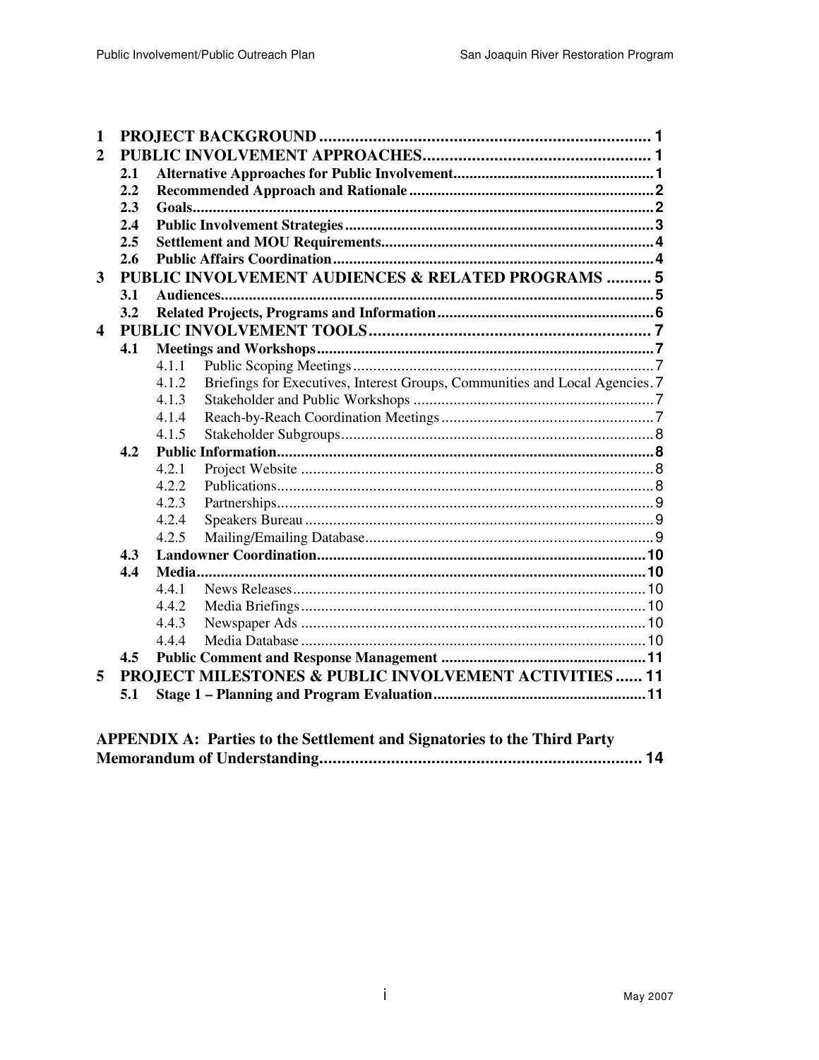| | | | |
|---|---|---|---|
| **1** | **PROJECT BACKGROUND** | | **1** |
| **2** | **PUBLIC INVOLVEMENT APPROACHES** | | **1** |
| | **2.1** | **Alternative Approaches for Public Involvement** | **1** |
| | **2.2** | **Recommended Approach and Rationale** | **2** |
| | **2.3** | **Goals** | **2** |
| | **2.4** | **Public Involvement Strategies** | **3** |
| | **2.5** | **Settlement and MOU Requirements** | **4** |
| | **2.6** | **Public Affairs Coordination** | **4** |
| **3** | **PUBLIC INVOLVEMENT AUDIENCES & RELATED PROGRAMS** | | **5** |
| | **3.1** | **Audiences** | **5** |
| | **3.2** | **Related Projects, Programs and Information** | **6** |
| **4** | **PUBLIC INVOLVEMENT TOOLS** | | **7** |
| | **4.1** | **Meetings and Workshops** | **7** |
| | 4.1.1 | Public Scoping Meetings | 7 |
| | 4.1.2 | Briefings for Executives, Interest Groups, Communities and Local Agencies | 7 |
| | 4.1.3 | Stakeholder and Public Workshops | 7 |
| | 4.1.4 | Reach-by-Reach Coordination Meetings | 7 |
| | 4.1.5 | Stakeholder Subgroups | 8 |
| | **4.2** | **Public Information** | **8** |
| | 4.2.1 | Project Website | 8 |
| | 4.2.2 | Publications | 8 |
| | 4.2.3 | Partnerships | 9 |
| | 4.2.4 | Speakers Bureau | 9 |
| | 4.2.5 | Mailing/Emailing Database | 9 |
| | **4.3** | **Landowner Coordination** | **10** |
| | **4.4** | **Media** | **10** |
| | 4.4.1 | News Releases | 10 |
| | 4.4.2 | Media Briefings | 10 |
| | 4.4.3 | Newspaper Ads | 10 |
| | 4.4.4 | Media Database | 10 |
| | **4.5** | **Public Comment and Response Management** | **11** |
| **5** | **PROJECT MILESTONES & PUBLIC INVOLVEMENT ACTIVITIES** | | **11** |
| | **5.1** | **Stage 1 – Planning and Program Evaluation** | **11** |

**APPENDIX A: Parties to the Settlement and Signatories to the Third Party Memorandum of Understanding** .......... **14**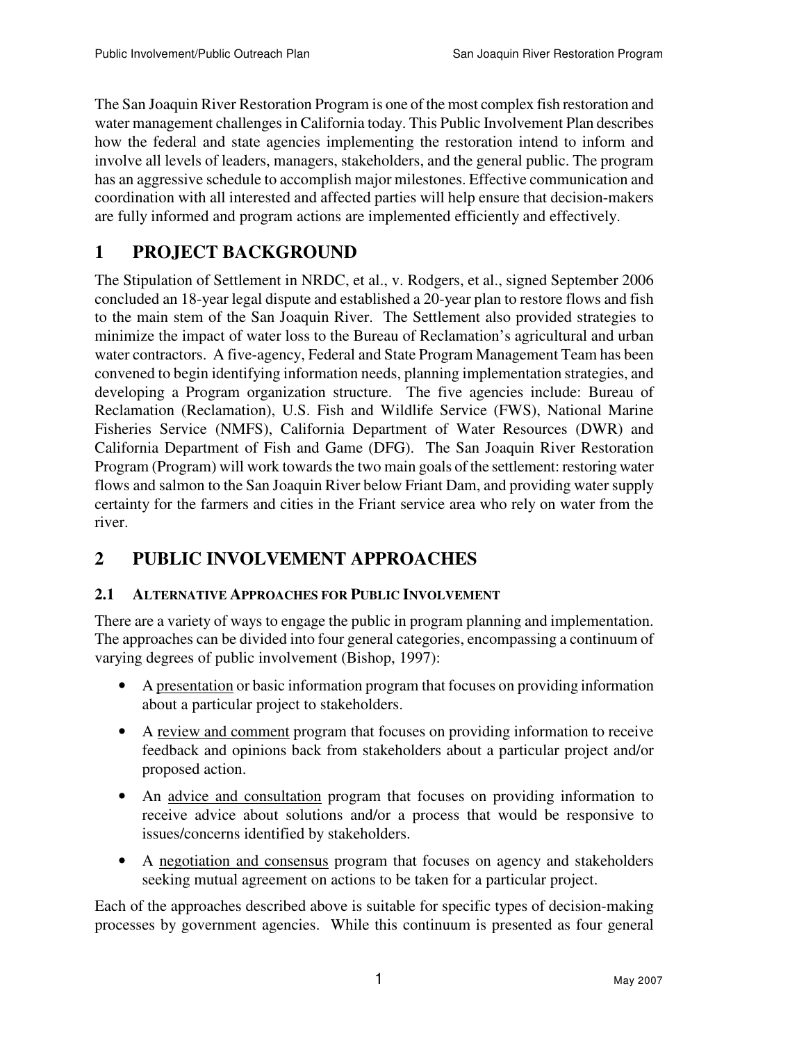The San Joaquin River Restoration Program is one of the most complex fish restoration and water management challenges in California today. This Public Involvement Plan describes how the federal and state agencies implementing the restoration intend to inform and involve all levels of leaders, managers, stakeholders, and the general public. The program has an aggressive schedule to accomplish major milestones. Effective communication and coordination with all interested and affected parties will help ensure that decision-makers are fully informed and program actions are implemented efficiently and effectively.

# 1 PROJECT BACKGROUND

The Stipulation of Settlement in NRDC, et al., v. Rodgers, et al., signed September 2006 concluded an 18-year legal dispute and established a 20-year plan to restore flows and fish to the main stem of the San Joaquin River. The Settlement also provided strategies to minimize the impact of water loss to the Bureau of Reclamation's agricultural and urban water contractors. A five-agency, Federal and State Program Management Team has been convened to begin identifying information needs, planning implementation strategies, and developing a Program organization structure. The five agencies include: Bureau of Reclamation (Reclamation), U.S. Fish and Wildlife Service (FWS), National Marine Fisheries Service (NMFS), California Department of Water Resources (DWR) and California Department of Fish and Game (DFG). The San Joaquin River Restoration Program (Program) will work towards the two main goals of the settlement: restoring water flows and salmon to the San Joaquin River below Friant Dam, and providing water supply certainty for the farmers and cities in the Friant service area who rely on water from the river.

# 2 PUBLIC INVOLVEMENT APPROACHES

## 2.1 ALTERNATIVE APPROACHES FOR PUBLIC INVOLVEMENT

There are a variety of ways to engage the public in program planning and implementation. The approaches can be divided into four general categories, encompassing a continuum of varying degrees of public involvement (Bishop, 1997):

- A presentation or basic information program that focuses on providing information about a particular project to stakeholders.
- A review and comment program that focuses on providing information to receive feedback and opinions back from stakeholders about a particular project and/or proposed action.
- An advice and consultation program that focuses on providing information to receive advice about solutions and/or a process that would be responsive to issues/concerns identified by stakeholders.
- A negotiation and consensus program that focuses on agency and stakeholders seeking mutual agreement on actions to be taken for a particular project.

Each of the approaches described above is suitable for specific types of decision-making processes by government agencies. While this continuum is presented as four general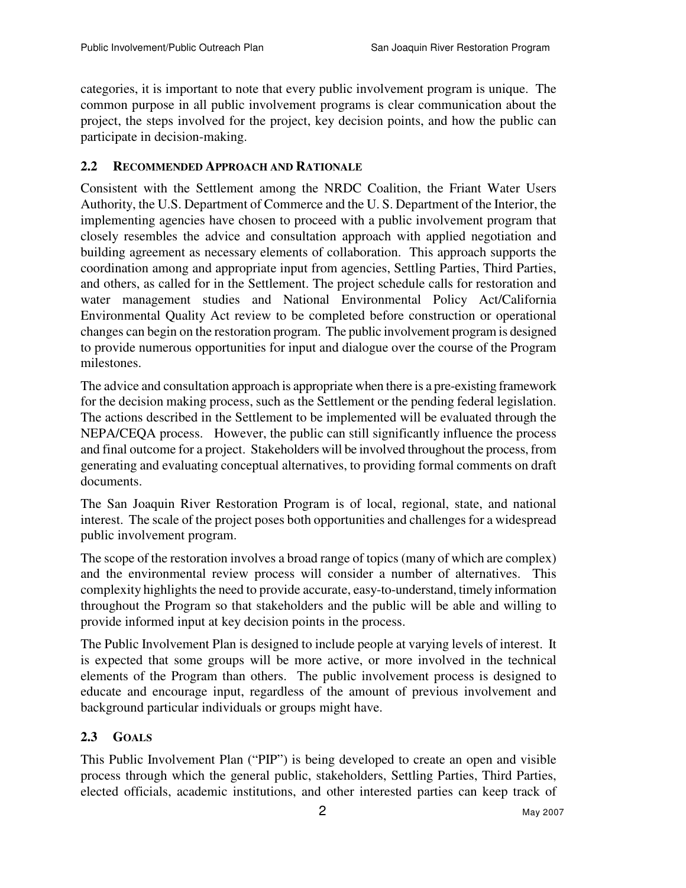categories, it is important to note that every public involvement program is unique. The common purpose in all public involvement programs is clear communication about the project, the steps involved for the project, key decision points, and how the public can participate in decision-making.

## 2.2 Recommended Approach and Rationale

Consistent with the Settlement among the NRDC Coalition, the Friant Water Users Authority, the U.S. Department of Commerce and the U. S. Department of the Interior, the implementing agencies have chosen to proceed with a public involvement program that closely resembles the advice and consultation approach with applied negotiation and building agreement as necessary elements of collaboration. This approach supports the coordination among and appropriate input from agencies, Settling Parties, Third Parties, and others, as called for in the Settlement. The project schedule calls for restoration and water management studies and National Environmental Policy Act/California Environmental Quality Act review to be completed before construction or operational changes can begin on the restoration program. The public involvement program is designed to provide numerous opportunities for input and dialogue over the course of the Program milestones.

The advice and consultation approach is appropriate when there is a pre-existing framework for the decision making process, such as the Settlement or the pending federal legislation. The actions described in the Settlement to be implemented will be evaluated through the NEPA/CEQA process. However, the public can still significantly influence the process and final outcome for a project. Stakeholders will be involved throughout the process, from generating and evaluating conceptual alternatives, to providing formal comments on draft documents.

The San Joaquin River Restoration Program is of local, regional, state, and national interest. The scale of the project poses both opportunities and challenges for a widespread public involvement program.

The scope of the restoration involves a broad range of topics (many of which are complex) and the environmental review process will consider a number of alternatives. This complexity highlights the need to provide accurate, easy-to-understand, timely information throughout the Program so that stakeholders and the public will be able and willing to provide informed input at key decision points in the process.

The Public Involvement Plan is designed to include people at varying levels of interest. It is expected that some groups will be more active, or more involved in the technical elements of the Program than others. The public involvement process is designed to educate and encourage input, regardless of the amount of previous involvement and background particular individuals or groups might have.

## 2.3 Goals

This Public Involvement Plan ("PIP") is being developed to create an open and visible process through which the general public, stakeholders, Settling Parties, Third Parties, elected officials, academic institutions, and other interested parties can keep track of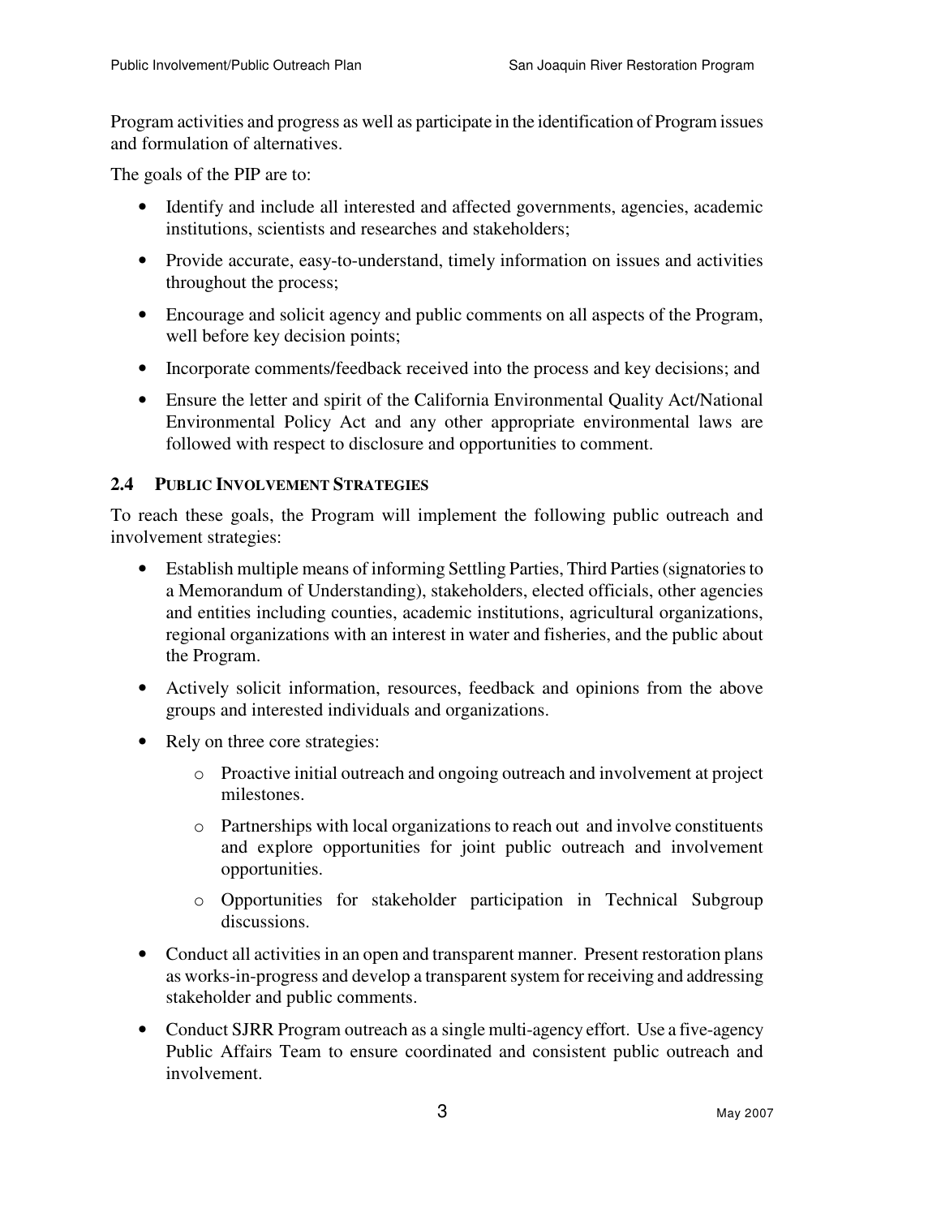Program activities and progress as well as participate in the identification of Program issues and formulation of alternatives.

The goals of the PIP are to:

- Identify and include all interested and affected governments, agencies, academic institutions, scientists and researches and stakeholders;
- Provide accurate, easy-to-understand, timely information on issues and activities throughout the process;
- Encourage and solicit agency and public comments on all aspects of the Program, well before key decision points;
- Incorporate comments/feedback received into the process and key decisions; and
- Ensure the letter and spirit of the California Environmental Quality Act/National Environmental Policy Act and any other appropriate environmental laws are followed with respect to disclosure and opportunities to comment.

### 2.4 Public Involvement Strategies

To reach these goals, the Program will implement the following public outreach and involvement strategies:

- Establish multiple means of informing Settling Parties, Third Parties (signatories to a Memorandum of Understanding), stakeholders, elected officials, other agencies and entities including counties, academic institutions, agricultural organizations, regional organizations with an interest in water and fisheries, and the public about the Program.
- Actively solicit information, resources, feedback and opinions from the above groups and interested individuals and organizations.
- Rely on three core strategies:
  - Proactive initial outreach and ongoing outreach and involvement at project milestones.
  - Partnerships with local organizations to reach out and involve constituents and explore opportunities for joint public outreach and involvement opportunities.
  - Opportunities for stakeholder participation in Technical Subgroup discussions.
- Conduct all activities in an open and transparent manner. Present restoration plans as works-in-progress and develop a transparent system for receiving and addressing stakeholder and public comments.
- Conduct SJRR Program outreach as a single multi-agency effort. Use a five-agency Public Affairs Team to ensure coordinated and consistent public outreach and involvement.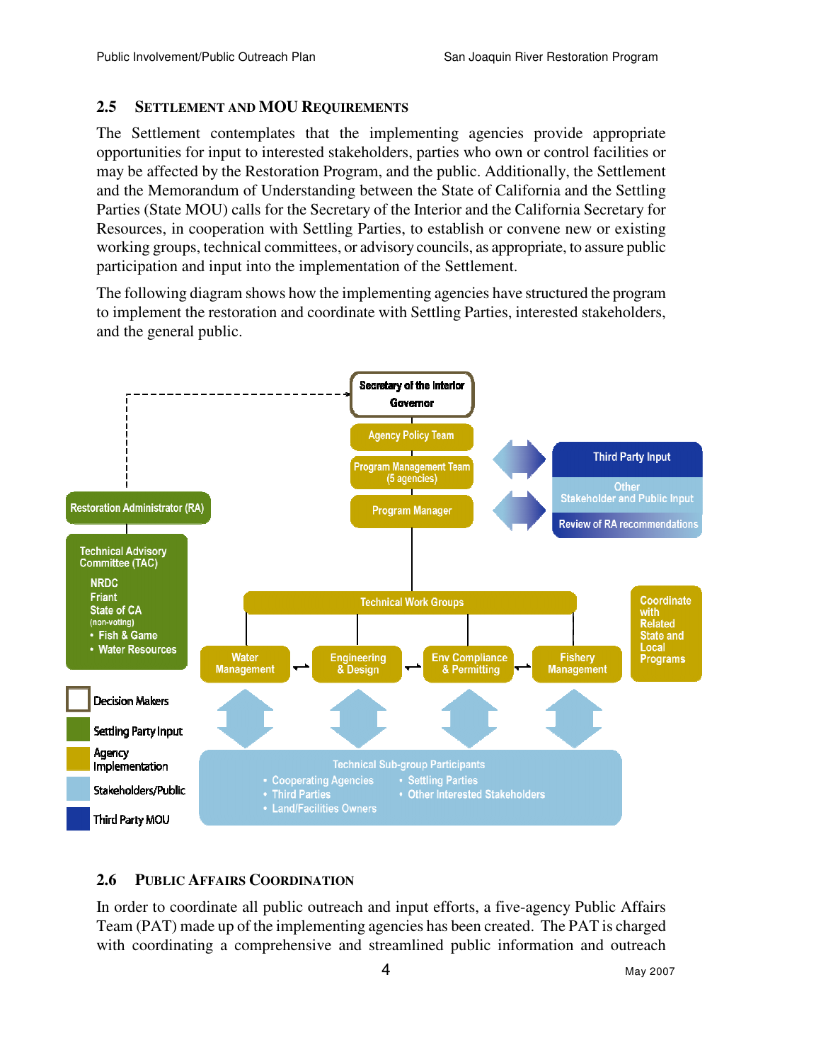## 2.5 SETTLEMENT AND MOU REQUIREMENTS

The Settlement contemplates that the implementing agencies provide appropriate opportunities for input to interested stakeholders, parties who own or control facilities or may be affected by the Restoration Program, and the public. Additionally, the Settlement and the Memorandum of Understanding between the State of California and the Settling Parties (State MOU) calls for the Secretary of the Interior and the California Secretary for Resources, in cooperation with Settling Parties, to establish or convene new or existing working groups, technical committees, or advisory councils, as appropriate, to assure public participation and input into the implementation of the Settlement.

The following diagram shows how the implementing agencies have structured the program to implement the restoration and coordinate with Settling Parties, interested stakeholders, and the general public.

Secretary of the Interior
Governor

Agency Policy Team

Program Management Team (5 agencies)

Program Manager

Third Party Input

Other Stakeholder and Public Input

Review of RA recommendations

Restoration Administrator (RA)

Technical Advisory Committee (TAC)
- NRDC
- Friant
- State of CA (non-voting)
  - Fish & Game
  - Water Resources

Technical Work Groups

Water Management

Engineering & Design

Env Compliance & Permitting

Fishery Management

Coordinate with Related State and Local Programs

Technical Sub-group Participants
- Cooperating Agencies
- Third Parties
- Land/Facilities Owners
- Settling Parties
- Other Interested Stakeholders

Legend:
- Decision Makers
- Settling Party Input
- Agency Implementation
- Stakeholders/Public
- Third Party MOU

## 2.6 PUBLIC AFFAIRS COORDINATION

In order to coordinate all public outreach and input efforts, a five-agency Public Affairs Team (PAT) made up of the implementing agencies has been created. The PAT is charged with coordinating a comprehensive and streamlined public information and outreach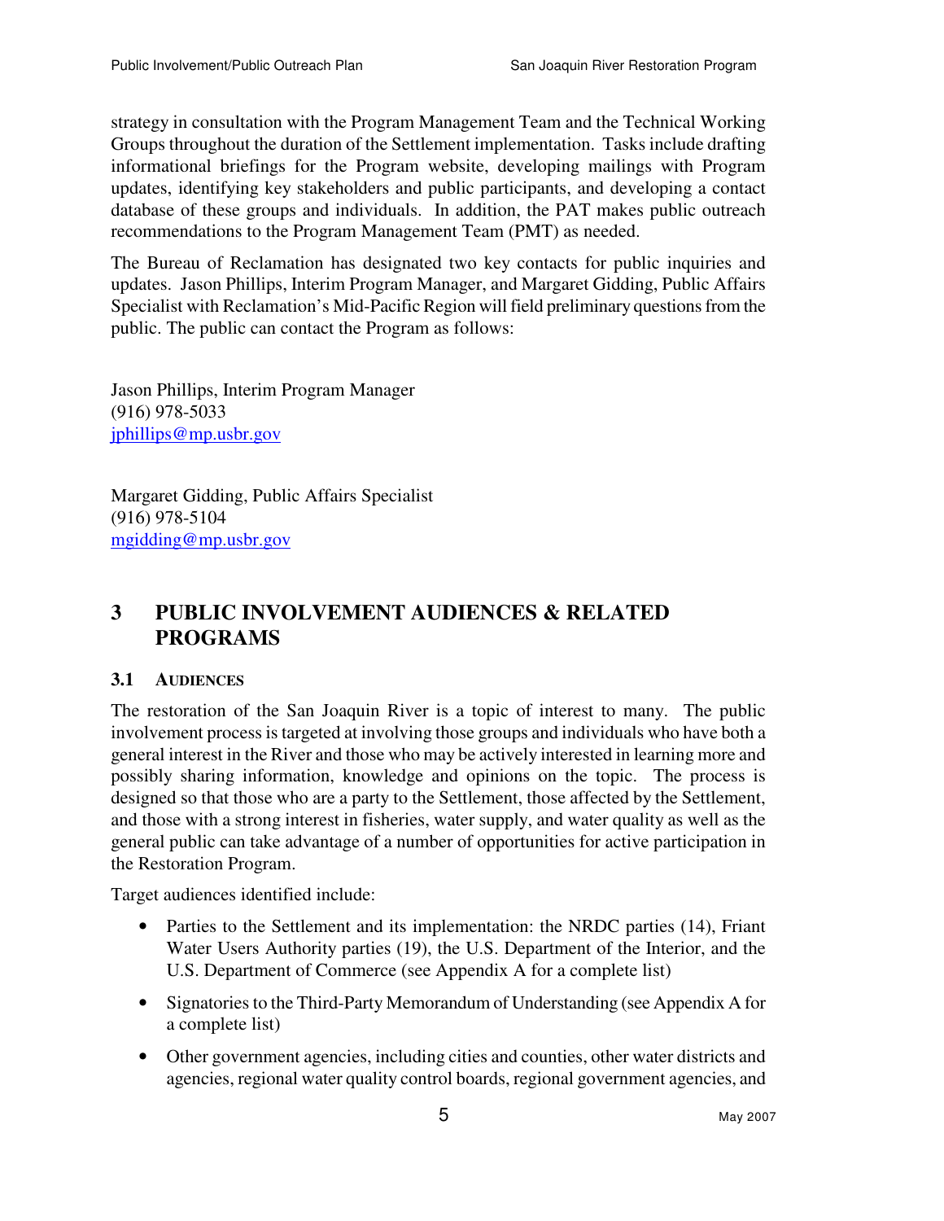strategy in consultation with the Program Management Team and the Technical Working Groups throughout the duration of the Settlement implementation. Tasks include drafting informational briefings for the Program website, developing mailings with Program updates, identifying key stakeholders and public participants, and developing a contact database of these groups and individuals. In addition, the PAT makes public outreach recommendations to the Program Management Team (PMT) as needed.

The Bureau of Reclamation has designated two key contacts for public inquiries and updates. Jason Phillips, Interim Program Manager, and Margaret Gidding, Public Affairs Specialist with Reclamation's Mid-Pacific Region will field preliminary questions from the public. The public can contact the Program as follows:

Jason Phillips, Interim Program Manager
(916) 978-5033
jphillips@mp.usbr.gov

Margaret Gidding, Public Affairs Specialist
(916) 978-5104
mgidding@mp.usbr.gov

# 3 PUBLIC INVOLVEMENT AUDIENCES & RELATED PROGRAMS

## 3.1 AUDIENCES

The restoration of the San Joaquin River is a topic of interest to many. The public involvement process is targeted at involving those groups and individuals who have both a general interest in the River and those who may be actively interested in learning more and possibly sharing information, knowledge and opinions on the topic. The process is designed so that those who are a party to the Settlement, those affected by the Settlement, and those with a strong interest in fisheries, water supply, and water quality as well as the general public can take advantage of a number of opportunities for active participation in the Restoration Program.

Target audiences identified include:

- Parties to the Settlement and its implementation: the NRDC parties (14), Friant Water Users Authority parties (19), the U.S. Department of the Interior, and the U.S. Department of Commerce (see Appendix A for a complete list)
- Signatories to the Third-Party Memorandum of Understanding (see Appendix A for a complete list)
- Other government agencies, including cities and counties, other water districts and agencies, regional water quality control boards, regional government agencies, and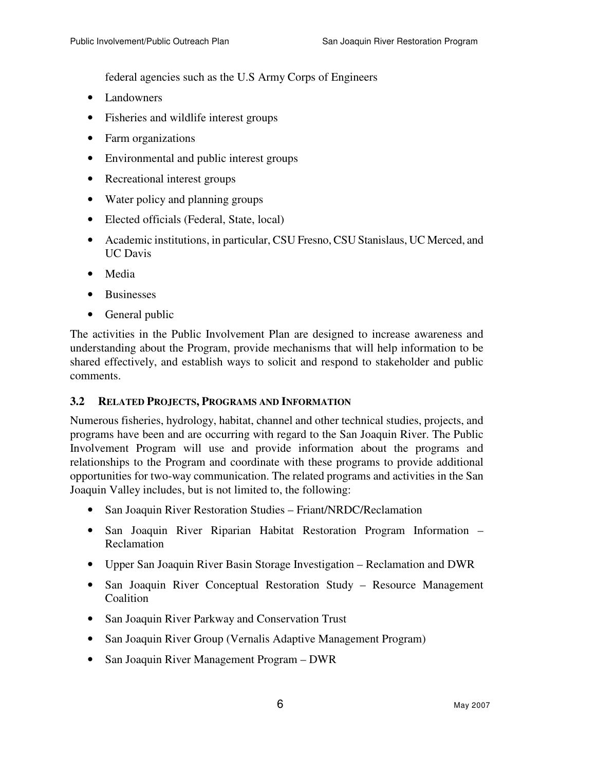federal agencies such as the U.S Army Corps of Engineers

- Landowners
- Fisheries and wildlife interest groups
- Farm organizations
- Environmental and public interest groups
- Recreational interest groups
- Water policy and planning groups
- Elected officials (Federal, State, local)
- Academic institutions, in particular, CSU Fresno, CSU Stanislaus, UC Merced, and UC Davis
- Media
- Businesses
- General public

The activities in the Public Involvement Plan are designed to increase awareness and understanding about the Program, provide mechanisms that will help information to be shared effectively, and establish ways to solicit and respond to stakeholder and public comments.

### 3.2 Related Projects, Programs and Information

Numerous fisheries, hydrology, habitat, channel and other technical studies, projects, and programs have been and are occurring with regard to the San Joaquin River. The Public Involvement Program will use and provide information about the programs and relationships to the Program and coordinate with these programs to provide additional opportunities for two-way communication. The related programs and activities in the San Joaquin Valley includes, but is not limited to, the following:

- San Joaquin River Restoration Studies – Friant/NRDC/Reclamation
- San Joaquin River Riparian Habitat Restoration Program Information – Reclamation
- Upper San Joaquin River Basin Storage Investigation – Reclamation and DWR
- San Joaquin River Conceptual Restoration Study – Resource Management Coalition
- San Joaquin River Parkway and Conservation Trust
- San Joaquin River Group (Vernalis Adaptive Management Program)
- San Joaquin River Management Program – DWR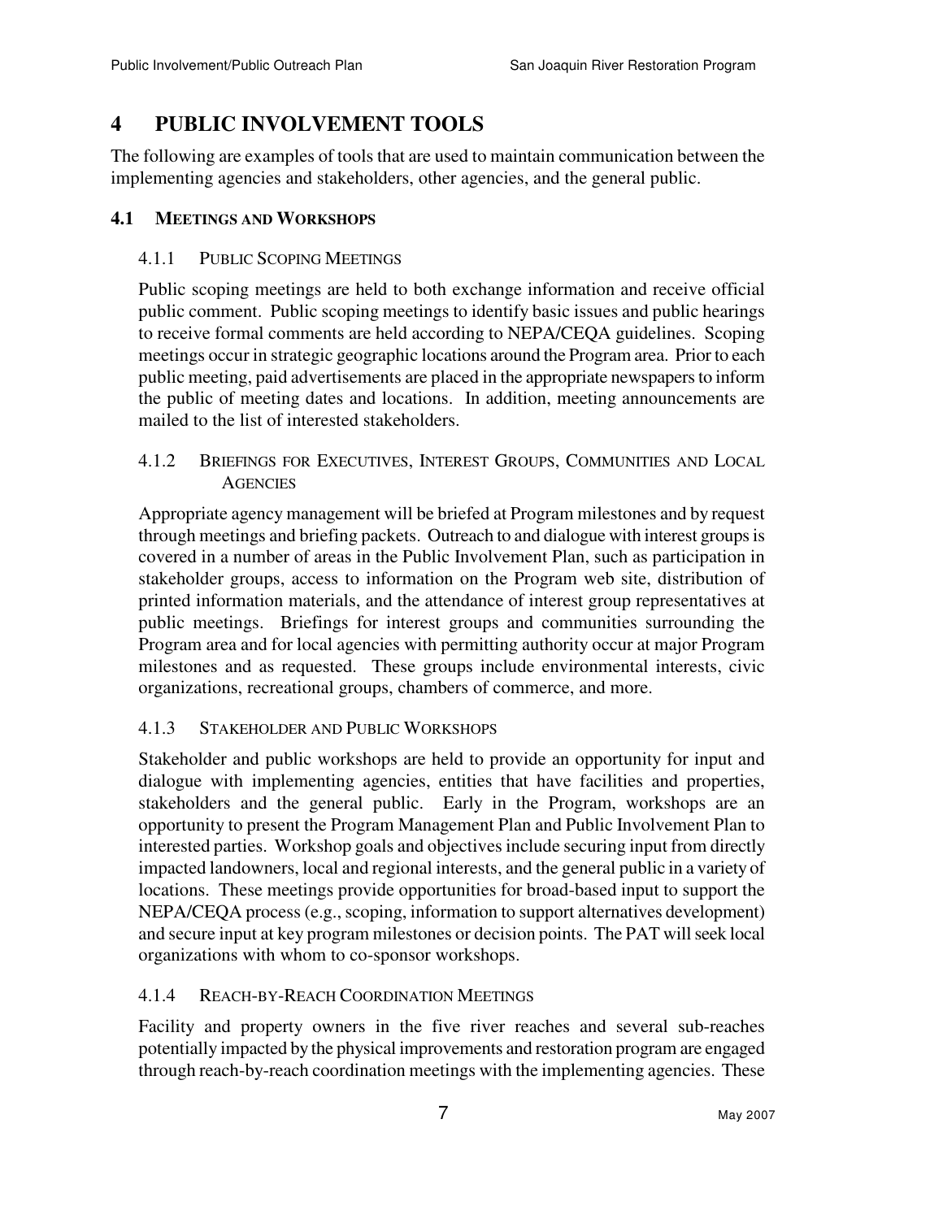# 4 PUBLIC INVOLVEMENT TOOLS

The following are examples of tools that are used to maintain communication between the implementing agencies and stakeholders, other agencies, and the general public.

## 4.1 MEETINGS AND WORKSHOPS

### 4.1.1 PUBLIC SCOPING MEETINGS

Public scoping meetings are held to both exchange information and receive official public comment. Public scoping meetings to identify basic issues and public hearings to receive formal comments are held according to NEPA/CEQA guidelines. Scoping meetings occur in strategic geographic locations around the Program area. Prior to each public meeting, paid advertisements are placed in the appropriate newspapers to inform the public of meeting dates and locations. In addition, meeting announcements are mailed to the list of interested stakeholders.

### 4.1.2 BRIEFINGS FOR EXECUTIVES, INTEREST GROUPS, COMMUNITIES AND LOCAL AGENCIES

Appropriate agency management will be briefed at Program milestones and by request through meetings and briefing packets. Outreach to and dialogue with interest groups is covered in a number of areas in the Public Involvement Plan, such as participation in stakeholder groups, access to information on the Program web site, distribution of printed information materials, and the attendance of interest group representatives at public meetings. Briefings for interest groups and communities surrounding the Program area and for local agencies with permitting authority occur at major Program milestones and as requested. These groups include environmental interests, civic organizations, recreational groups, chambers of commerce, and more.

### 4.1.3 STAKEHOLDER AND PUBLIC WORKSHOPS

Stakeholder and public workshops are held to provide an opportunity for input and dialogue with implementing agencies, entities that have facilities and properties, stakeholders and the general public. Early in the Program, workshops are an opportunity to present the Program Management Plan and Public Involvement Plan to interested parties. Workshop goals and objectives include securing input from directly impacted landowners, local and regional interests, and the general public in a variety of locations. These meetings provide opportunities for broad-based input to support the NEPA/CEQA process (e.g., scoping, information to support alternatives development) and secure input at key program milestones or decision points. The PAT will seek local organizations with whom to co-sponsor workshops.

### 4.1.4 REACH-BY-REACH COORDINATION MEETINGS

Facility and property owners in the five river reaches and several sub-reaches potentially impacted by the physical improvements and restoration program are engaged through reach-by-reach coordination meetings with the implementing agencies. These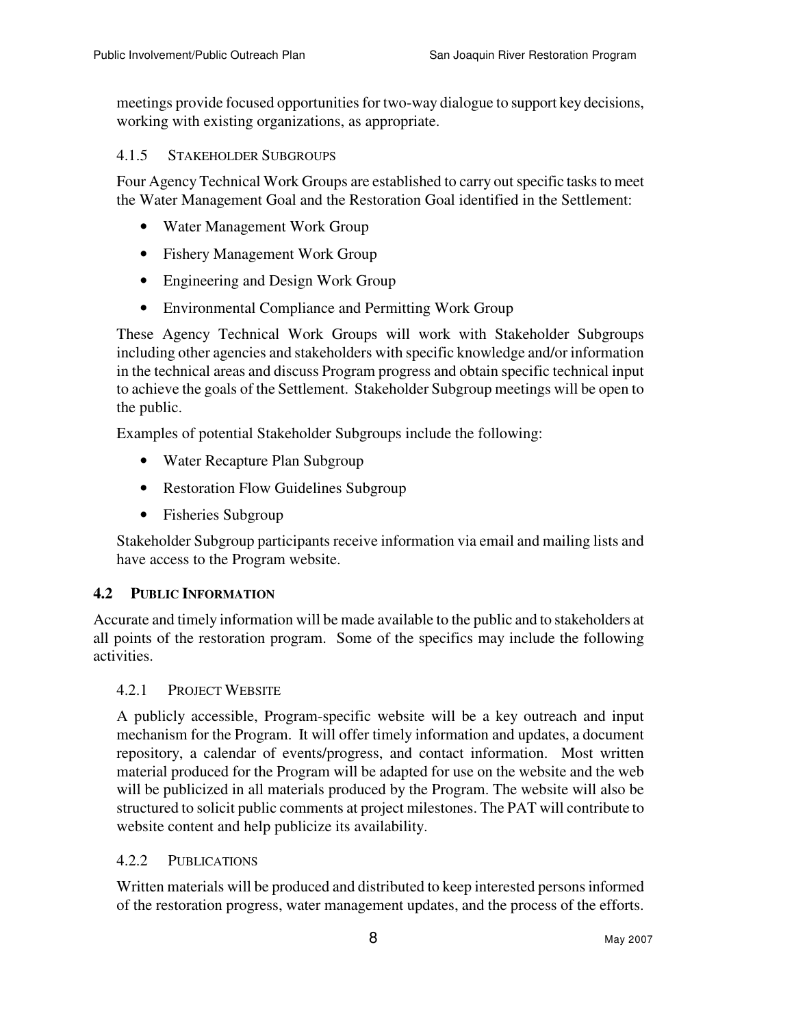meetings provide focused opportunities for two-way dialogue to support key decisions, working with existing organizations, as appropriate.

#### 4.1.5 Stakeholder Subgroups

Four Agency Technical Work Groups are established to carry out specific tasks to meet the Water Management Goal and the Restoration Goal identified in the Settlement:

- Water Management Work Group
- Fishery Management Work Group
- Engineering and Design Work Group
- Environmental Compliance and Permitting Work Group

These Agency Technical Work Groups will work with Stakeholder Subgroups including other agencies and stakeholders with specific knowledge and/or information in the technical areas and discuss Program progress and obtain specific technical input to achieve the goals of the Settlement. Stakeholder Subgroup meetings will be open to the public.

Examples of potential Stakeholder Subgroups include the following:

- Water Recapture Plan Subgroup
- Restoration Flow Guidelines Subgroup
- Fisheries Subgroup

Stakeholder Subgroup participants receive information via email and mailing lists and have access to the Program website.

### 4.2 Public Information

Accurate and timely information will be made available to the public and to stakeholders at all points of the restoration program. Some of the specifics may include the following activities.

#### 4.2.1 Project Website

A publicly accessible, Program-specific website will be a key outreach and input mechanism for the Program. It will offer timely information and updates, a document repository, a calendar of events/progress, and contact information. Most written material produced for the Program will be adapted for use on the website and the web will be publicized in all materials produced by the Program. The website will also be structured to solicit public comments at project milestones. The PAT will contribute to website content and help publicize its availability.

#### 4.2.2 Publications

Written materials will be produced and distributed to keep interested persons informed of the restoration progress, water management updates, and the process of the efforts.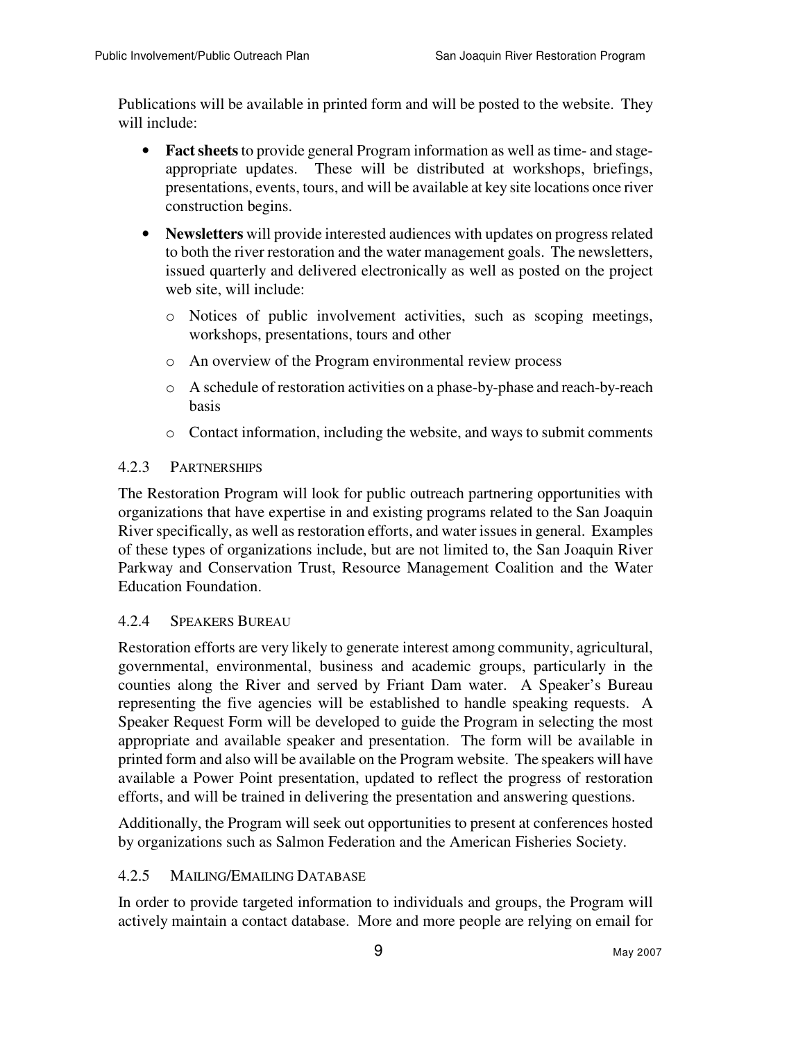Publications will be available in printed form and will be posted to the website. They will include:

- **Fact sheets** to provide general Program information as well as time- and stage-appropriate updates. These will be distributed at workshops, briefings, presentations, events, tours, and will be available at key site locations once river construction begins.
- **Newsletters** will provide interested audiences with updates on progress related to both the river restoration and the water management goals. The newsletters, issued quarterly and delivered electronically as well as posted on the project web site, will include:
  - Notices of public involvement activities, such as scoping meetings, workshops, presentations, tours and other
  - An overview of the Program environmental review process
  - A schedule of restoration activities on a phase-by-phase and reach-by-reach basis
  - Contact information, including the website, and ways to submit comments

#### 4.2.3 PARTNERSHIPS

The Restoration Program will look for public outreach partnering opportunities with organizations that have expertise in and existing programs related to the San Joaquin River specifically, as well as restoration efforts, and water issues in general. Examples of these types of organizations include, but are not limited to, the San Joaquin River Parkway and Conservation Trust, Resource Management Coalition and the Water Education Foundation.

#### 4.2.4 SPEAKERS BUREAU

Restoration efforts are very likely to generate interest among community, agricultural, governmental, environmental, business and academic groups, particularly in the counties along the River and served by Friant Dam water. A Speaker's Bureau representing the five agencies will be established to handle speaking requests. A Speaker Request Form will be developed to guide the Program in selecting the most appropriate and available speaker and presentation. The form will be available in printed form and also will be available on the Program website. The speakers will have available a Power Point presentation, updated to reflect the progress of restoration efforts, and will be trained in delivering the presentation and answering questions.

Additionally, the Program will seek out opportunities to present at conferences hosted by organizations such as Salmon Federation and the American Fisheries Society.

#### 4.2.5 MAILING/EMAILING DATABASE

In order to provide targeted information to individuals and groups, the Program will actively maintain a contact database. More and more people are relying on email for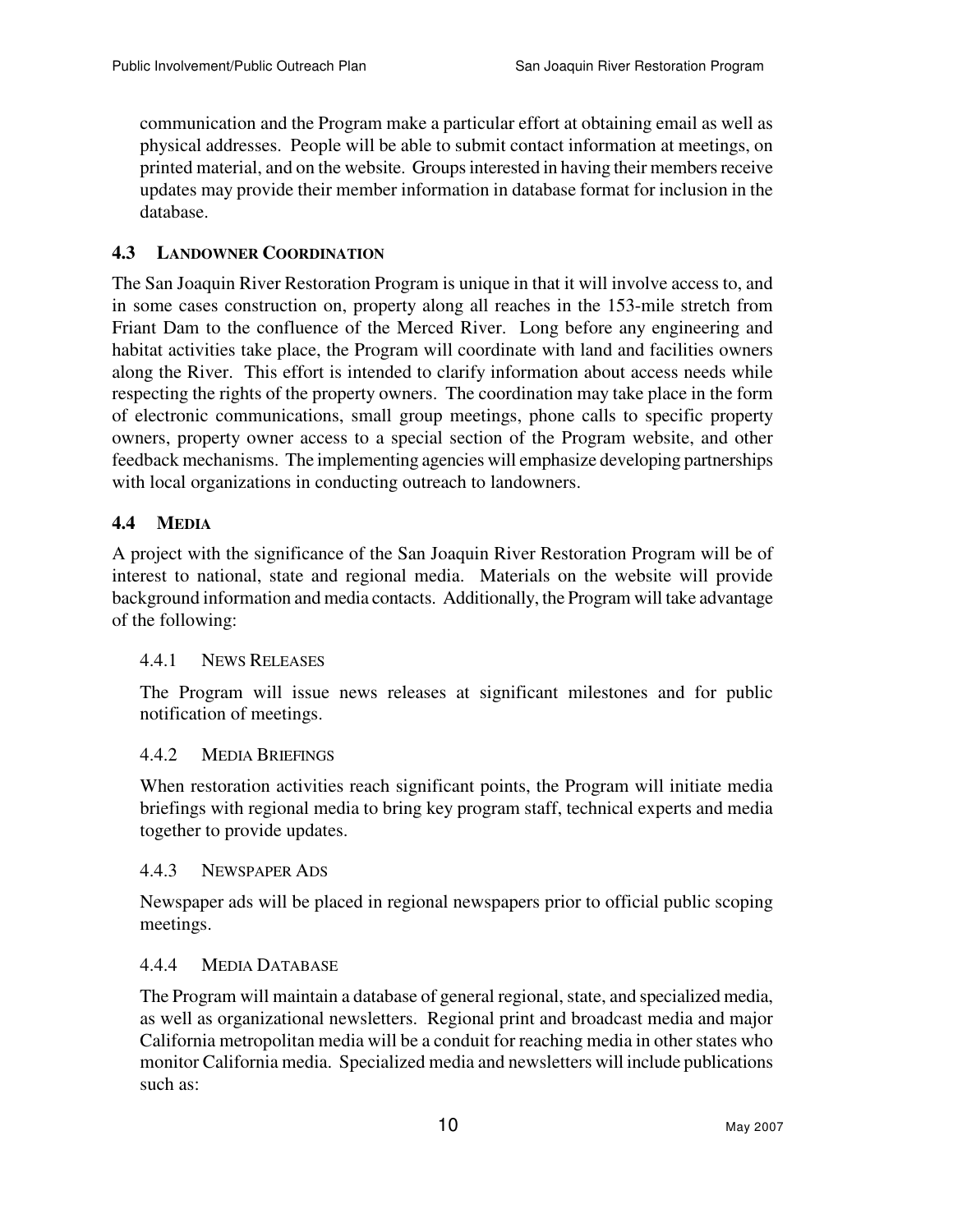communication and the Program make a particular effort at obtaining email as well as physical addresses. People will be able to submit contact information at meetings, on printed material, and on the website. Groups interested in having their members receive updates may provide their member information in database format for inclusion in the database.

## 4.3 LANDOWNER COORDINATION

The San Joaquin River Restoration Program is unique in that it will involve access to, and in some cases construction on, property along all reaches in the 153-mile stretch from Friant Dam to the confluence of the Merced River. Long before any engineering and habitat activities take place, the Program will coordinate with land and facilities owners along the River. This effort is intended to clarify information about access needs while respecting the rights of the property owners. The coordination may take place in the form of electronic communications, small group meetings, phone calls to specific property owners, property owner access to a special section of the Program website, and other feedback mechanisms. The implementing agencies will emphasize developing partnerships with local organizations in conducting outreach to landowners.

## 4.4 MEDIA

A project with the significance of the San Joaquin River Restoration Program will be of interest to national, state and regional media. Materials on the website will provide background information and media contacts. Additionally, the Program will take advantage of the following:

### 4.4.1 NEWS RELEASES

The Program will issue news releases at significant milestones and for public notification of meetings.

### 4.4.2 MEDIA BRIEFINGS

When restoration activities reach significant points, the Program will initiate media briefings with regional media to bring key program staff, technical experts and media together to provide updates.

### 4.4.3 NEWSPAPER ADS

Newspaper ads will be placed in regional newspapers prior to official public scoping meetings.

### 4.4.4 MEDIA DATABASE

The Program will maintain a database of general regional, state, and specialized media, as well as organizational newsletters. Regional print and broadcast media and major California metropolitan media will be a conduit for reaching media in other states who monitor California media. Specialized media and newsletters will include publications such as: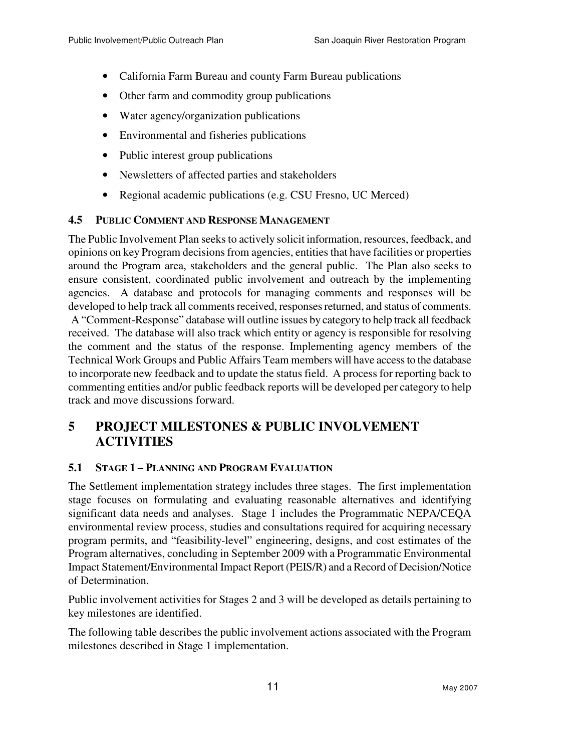- California Farm Bureau and county Farm Bureau publications
- Other farm and commodity group publications
- Water agency/organization publications
- Environmental and fisheries publications
- Public interest group publications
- Newsletters of affected parties and stakeholders
- Regional academic publications (e.g. CSU Fresno, UC Merced)

### 4.5 Public Comment and Response Management

The Public Involvement Plan seeks to actively solicit information, resources, feedback, and opinions on key Program decisions from agencies, entities that have facilities or properties around the Program area, stakeholders and the general public. The Plan also seeks to ensure consistent, coordinated public involvement and outreach by the implementing agencies. A database and protocols for managing comments and responses will be developed to help track all comments received, responses returned, and status of comments. A "Comment-Response" database will outline issues by category to help track all feedback received. The database will also track which entity or agency is responsible for resolving the comment and the status of the response. Implementing agency members of the Technical Work Groups and Public Affairs Team members will have access to the database to incorporate new feedback and to update the status field. A process for reporting back to commenting entities and/or public feedback reports will be developed per category to help track and move discussions forward.

## 5 Project Milestones & Public Involvement Activities

### 5.1 Stage 1 – Planning and Program Evaluation

The Settlement implementation strategy includes three stages. The first implementation stage focuses on formulating and evaluating reasonable alternatives and identifying significant data needs and analyses. Stage 1 includes the Programmatic NEPA/CEQA environmental review process, studies and consultations required for acquiring necessary program permits, and "feasibility-level" engineering, designs, and cost estimates of the Program alternatives, concluding in September 2009 with a Programmatic Environmental Impact Statement/Environmental Impact Report (PEIS/R) and a Record of Decision/Notice of Determination.

Public involvement activities for Stages 2 and 3 will be developed as details pertaining to key milestones are identified.

The following table describes the public involvement actions associated with the Program milestones described in Stage 1 implementation.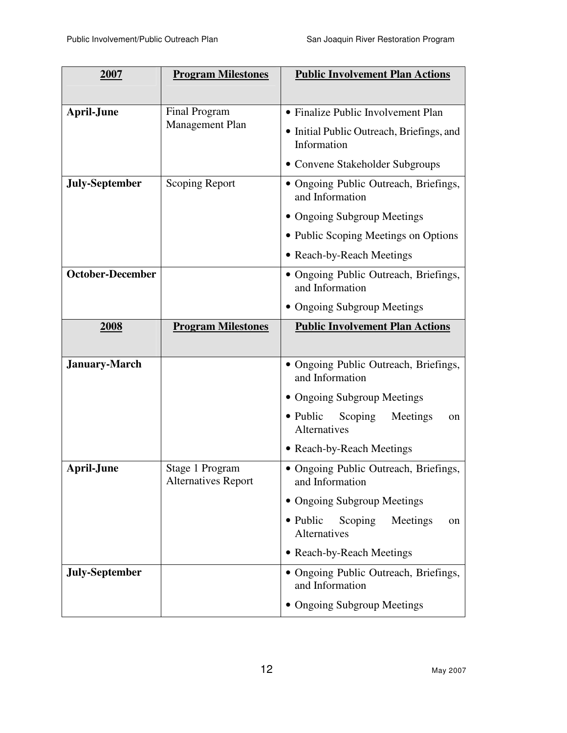| 2007 | Program Milestones | Public Involvement Plan Actions |
| --- | --- | --- |
| **April-June** | Final Program Management Plan | • Finalize Public Involvement Plan<br>• Initial Public Outreach, Briefings, and Information<br>• Convene Stakeholder Subgroups |
| **July-September** | Scoping Report | • Ongoing Public Outreach, Briefings, and Information<br>• Ongoing Subgroup Meetings<br>• Public Scoping Meetings on Options<br>• Reach-by-Reach Meetings |
| **October-December** | | • Ongoing Public Outreach, Briefings, and Information<br>• Ongoing Subgroup Meetings |
| **2008** | **Program Milestones** | **Public Involvement Plan Actions** |
| **January-March** | | • Ongoing Public Outreach, Briefings, and Information<br>• Ongoing Subgroup Meetings<br>• Public Scoping Meetings on Alternatives<br>• Reach-by-Reach Meetings |
| **April-June** | Stage 1 Program Alternatives Report | • Ongoing Public Outreach, Briefings, and Information<br>• Ongoing Subgroup Meetings<br>• Public Scoping Meetings on Alternatives<br>• Reach-by-Reach Meetings |
| **July-September** | | • Ongoing Public Outreach, Briefings, and Information<br>• Ongoing Subgroup Meetings |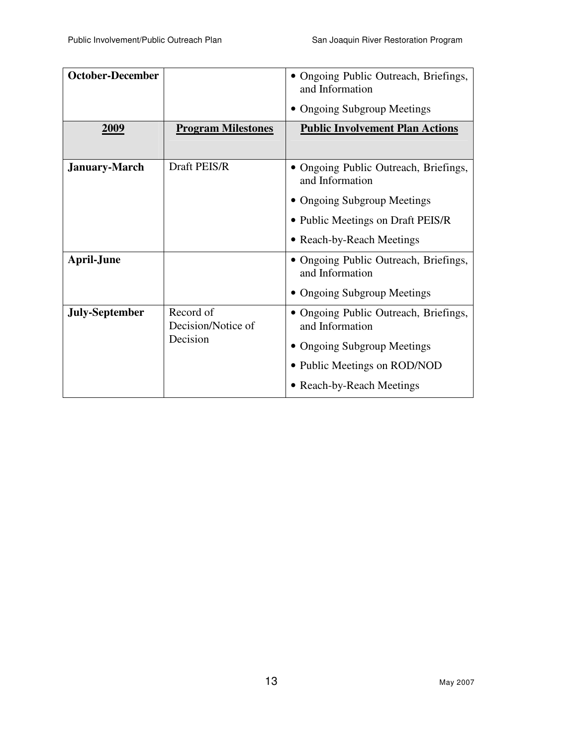| October-December | | • Ongoing Public Outreach, Briefings, and Information<br>• Ongoing Subgroup Meetings |
|---|---|---|
| **2009** | **Program Milestones** | **Public Involvement Plan Actions** |
| **January-March** | Draft PEIS/R | • Ongoing Public Outreach, Briefings, and Information<br>• Ongoing Subgroup Meetings<br>• Public Meetings on Draft PEIS/R<br>• Reach-by-Reach Meetings |
| **April-June** | | • Ongoing Public Outreach, Briefings, and Information<br>• Ongoing Subgroup Meetings |
| **July-September** | Record of Decision/Notice of Decision | • Ongoing Public Outreach, Briefings, and Information<br>• Ongoing Subgroup Meetings<br>• Public Meetings on ROD/NOD<br>• Reach-by-Reach Meetings |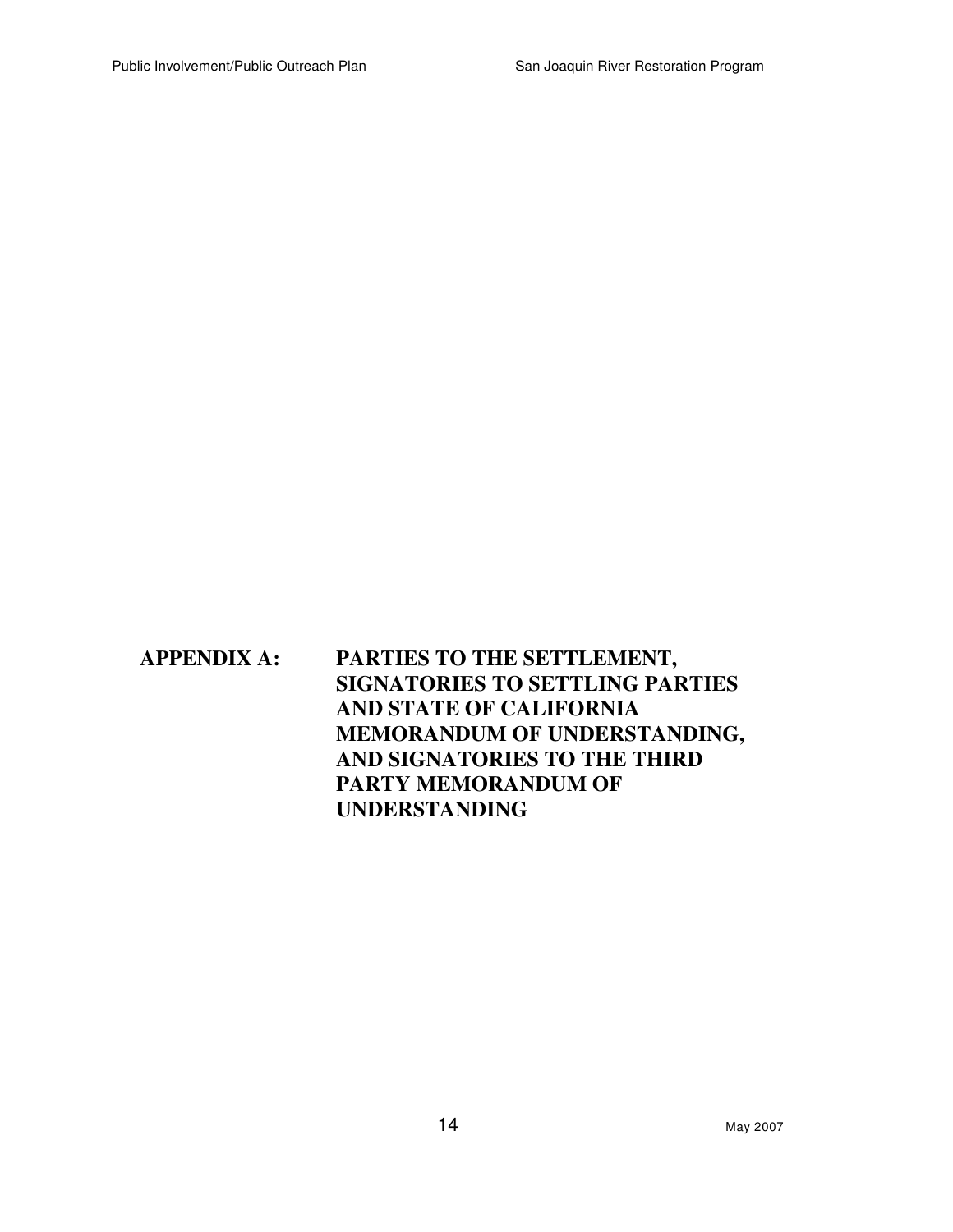# APPENDIX A: PARTIES TO THE SETTLEMENT, SIGNATORIES TO SETTLING PARTIES AND STATE OF CALIFORNIA MEMORANDUM OF UNDERSTANDING, AND SIGNATORIES TO THE THIRD PARTY MEMORANDUM OF UNDERSTANDING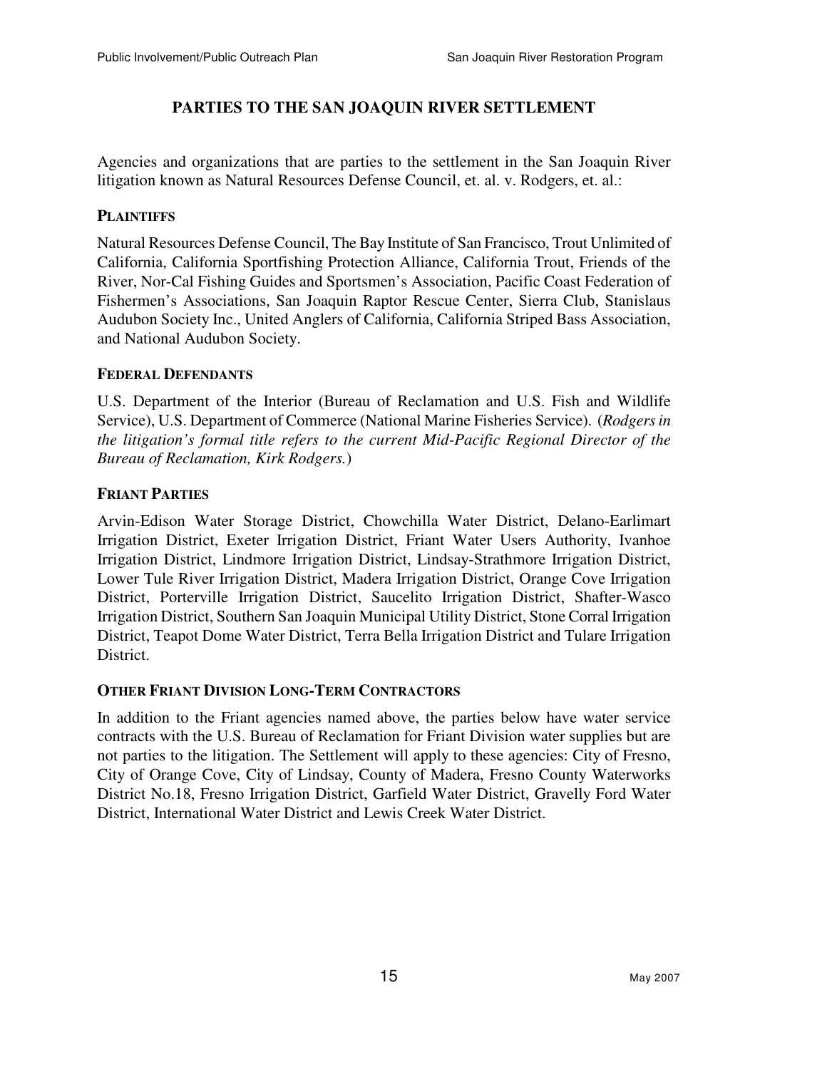## PARTIES TO THE SAN JOAQUIN RIVER SETTLEMENT

Agencies and organizations that are parties to the settlement in the San Joaquin River litigation known as Natural Resources Defense Council, et. al. v. Rodgers, et. al.:

### PLAINTIFFS

Natural Resources Defense Council, The Bay Institute of San Francisco, Trout Unlimited of California, California Sportfishing Protection Alliance, California Trout, Friends of the River, Nor-Cal Fishing Guides and Sportsmen's Association, Pacific Coast Federation of Fishermen's Associations, San Joaquin Raptor Rescue Center, Sierra Club, Stanislaus Audubon Society Inc., United Anglers of California, California Striped Bass Association, and National Audubon Society.

### FEDERAL DEFENDANTS

U.S. Department of the Interior (Bureau of Reclamation and U.S. Fish and Wildlife Service), U.S. Department of Commerce (National Marine Fisheries Service). (*Rodgers in the litigation's formal title refers to the current Mid-Pacific Regional Director of the Bureau of Reclamation, Kirk Rodgers.*)

### FRIANT PARTIES

Arvin-Edison Water Storage District, Chowchilla Water District, Delano-Earlimart Irrigation District, Exeter Irrigation District, Friant Water Users Authority, Ivanhoe Irrigation District, Lindmore Irrigation District, Lindsay-Strathmore Irrigation District, Lower Tule River Irrigation District, Madera Irrigation District, Orange Cove Irrigation District, Porterville Irrigation District, Saucelito Irrigation District, Shafter-Wasco Irrigation District, Southern San Joaquin Municipal Utility District, Stone Corral Irrigation District, Teapot Dome Water District, Terra Bella Irrigation District and Tulare Irrigation District.

### OTHER FRIANT DIVISION LONG-TERM CONTRACTORS

In addition to the Friant agencies named above, the parties below have water service contracts with the U.S. Bureau of Reclamation for Friant Division water supplies but are not parties to the litigation. The Settlement will apply to these agencies: City of Fresno, City of Orange Cove, City of Lindsay, County of Madera, Fresno County Waterworks District No.18, Fresno Irrigation District, Garfield Water District, Gravelly Ford Water District, International Water District and Lewis Creek Water District.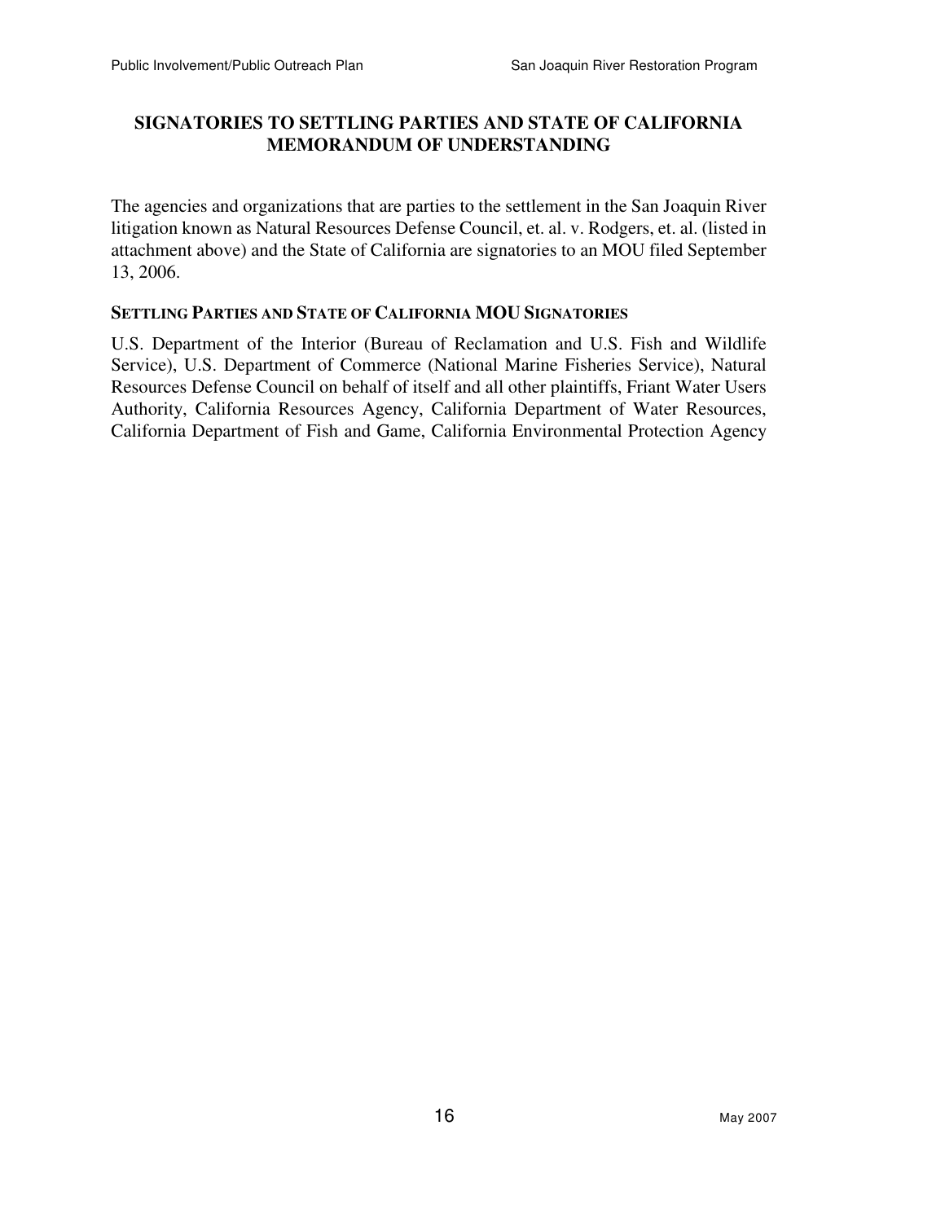## SIGNATORIES TO SETTLING PARTIES AND STATE OF CALIFORNIA MEMORANDUM OF UNDERSTANDING

The agencies and organizations that are parties to the settlement in the San Joaquin River litigation known as Natural Resources Defense Council, et. al. v. Rodgers, et. al. (listed in attachment above) and the State of California are signatories to an MOU filed September 13, 2006.

### SETTLING PARTIES AND STATE OF CALIFORNIA MOU SIGNATORIES

U.S. Department of the Interior (Bureau of Reclamation and U.S. Fish and Wildlife Service), U.S. Department of Commerce (National Marine Fisheries Service), Natural Resources Defense Council on behalf of itself and all other plaintiffs, Friant Water Users Authority, California Resources Agency, California Department of Water Resources, California Department of Fish and Game, California Environmental Protection Agency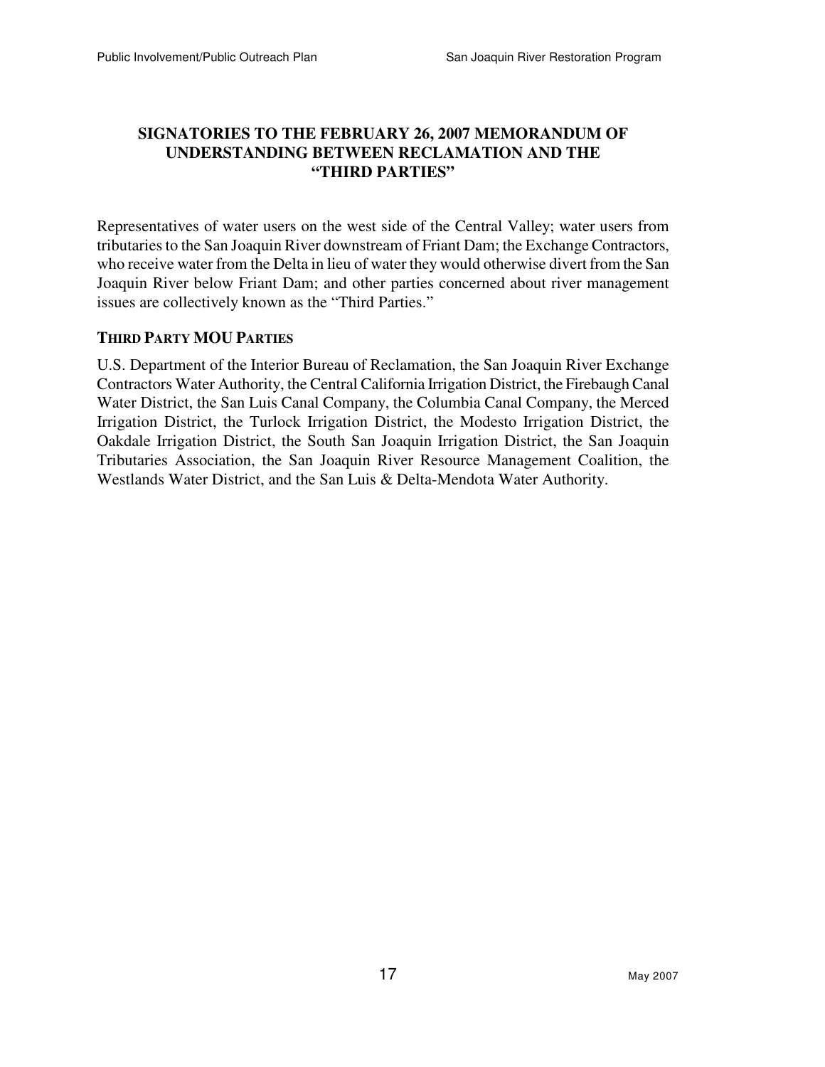## SIGNATORIES TO THE FEBRUARY 26, 2007 MEMORANDUM OF UNDERSTANDING BETWEEN RECLAMATION AND THE "THIRD PARTIES"

Representatives of water users on the west side of the Central Valley; water users from tributaries to the San Joaquin River downstream of Friant Dam; the Exchange Contractors, who receive water from the Delta in lieu of water they would otherwise divert from the San Joaquin River below Friant Dam; and other parties concerned about river management issues are collectively known as the "Third Parties."

### THIRD PARTY MOU PARTIES

U.S. Department of the Interior Bureau of Reclamation, the San Joaquin River Exchange Contractors Water Authority, the Central California Irrigation District, the Firebaugh Canal Water District, the San Luis Canal Company, the Columbia Canal Company, the Merced Irrigation District, the Turlock Irrigation District, the Modesto Irrigation District, the Oakdale Irrigation District, the South San Joaquin Irrigation District, the San Joaquin Tributaries Association, the San Joaquin River Resource Management Coalition, the Westlands Water District, and the San Luis & Delta-Mendota Water Authority.